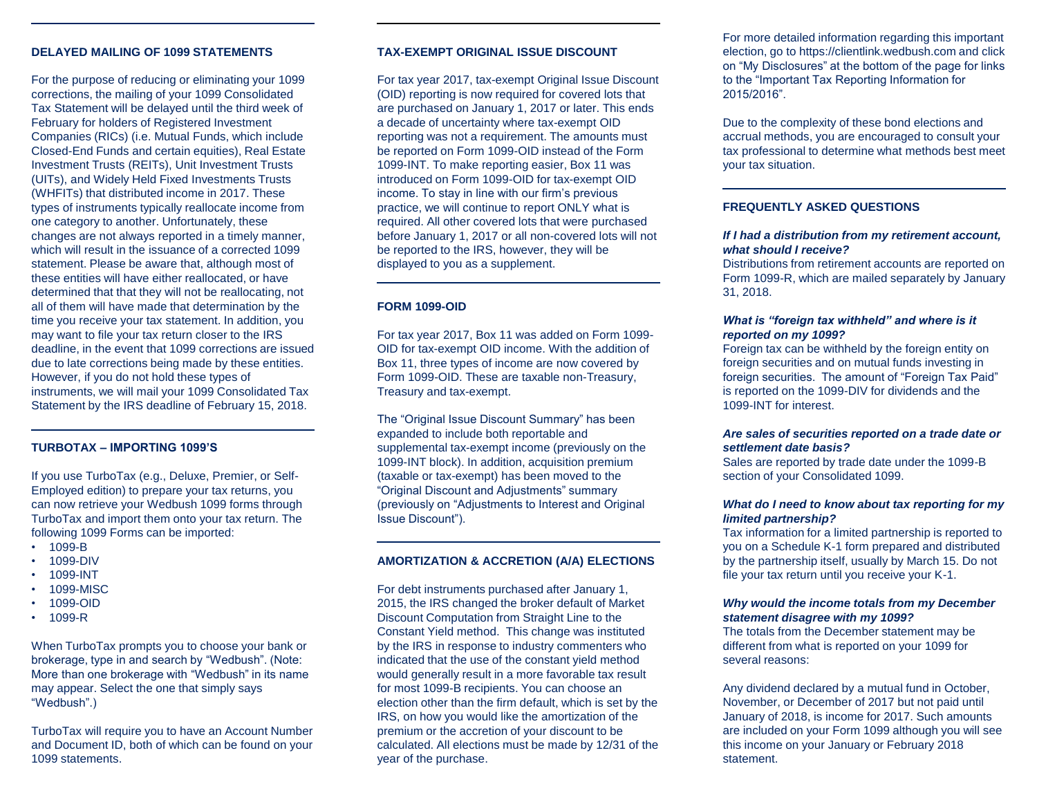## DELAYED MAILING OF 1099 STATEMENTS

For the purpose of reducing or eliminating your 1099 corrections, the mailing of your 1099 Consolidated Tax Statement will be delayed until the third week of February for holders of Registered Investment Companies (RICs) (i.e. Mutual Funds, which include Closed-End Funds and certain equities), Real Estate Investment Trusts (REITs), Unit Investment Trusts (UITs), and Widely Held Fixed Investments Trusts (WHFITs) that distributed income in 2017. These types of instruments typically reallocate income from one category to another. Unfortunately, these changes are not always reported in a timely manner, which will result in the issuance of a corrected 1099 statement. Please be aware that, although most of these entities will have either reallocated, or have determined that that they will not be reallocating, not all of them will have made that determination by the time you receive your tax statement. In addition, you may want to file your tax return closer to the IRS deadline, in the event that 1099 corrections are issued due to late corrections being made by these entities. However, if you do not hold these types of instruments, we will mail your 1099 Consolidated Tax Statement by the IRS deadline of February 15, 2018.

## TURBOTAX – IMPORTING 1099'S

If you use TurboTax (e.g., Deluxe, Premier, or Self-Employed edition) to prepare your tax returns, you can now retrieve your Wedbush 1099 forms through TurboTax and import them onto your tax return. The following 1099 Forms can be imported:

- 1099-B
- 1099-DIV
- 1099-INT
- 1099-MISC
- 1099-OID
- 1099-R

When TurboTax prompts you to choose your bank or brokerage, type in and search by "Wedbush". (Note: More than one brokerage with "Wedbush" in its name may appear. Select the one that simply says "Wedbush".)

TurboTax will require you to have an Account Number and Document ID, both of which can be found on your 1099 statements.

## TAX-EXEMPT ORIGINAL ISSUE DISCOUNT

For tax year 2017, tax-exempt Original Issue Discount (OID) reporting is now required for covered lots that are purchased on January 1, 2017 or later. This ends a decade of uncertainty where tax-exempt OID reporting was not a requirement. The amounts must be reported on Form 1099-OID instead of the Form 1099-INT. To make reporting easier, Box 11 was introduced on Form 1099-OID for tax-exempt OID income. To stay in line with our firm's previous practice, we will continue to report ONLY what is required. All other covered lots that were purchased before January 1, 2017 or all non-covered lots will not be reported to the IRS, however, they will be displayed to you as a supplement.

## FORM 1099-OID

For tax year 2017, Box 11 was added on Form 1099-OID for tax-exempt OID income. With the addition of Box 11, three types of income are now covered by Form 1099-OID. These are taxable non-Treasury, Treasury and tax-exempt.

The "Original Issue Discount Summary" has been expanded to include both reportable and supplemental tax-exempt income (previously on the 1099-INT block). In addition, acquisition premium (taxable or tax-exempt) has been moved to the "Original Discount and Adjustments" summary (previously on "Adjustments to Interest and Original Issue Discount").

## AMORTIZATION & ACCRETION (A/A) ELECTIONS

For debt instruments purchased after January 1, 2015, the IRS changed the broker default of Market Discount Computation from Straight Line to the Constant Yield method. This change was instituted by the IRS in response to industry commenters who indicated that the use of the constant yield method would generally result in a more favorable tax result for most 1099-B recipients. You can choose an election other than the firm default, which is set by the IRS, on how you would like the amortization of the premium or the accretion of your discount to be calculated. All elections must be made by 12/31 of the year of the purchase.

For more detailed information regarding this important election, go to https://clientlink.wedbush.com and click on "My Disclosures" at the bottom of the page for links to the "Important Tax Reporting Information for 2015/2016".

Due to the complexity of these bond elections and accrual methods, you are encouraged to consult your tax professional to determine what methods best meet your tax situation.

## FREQUENTLY ASKED QUESTIONS

***If I had a distribution from my retirement account, what should I receive?***

Distributions from retirement accounts are reported on Form 1099-R, which are mailed separately by January 31, 2018.

***What is "foreign tax withheld" and where is it reported on my 1099?***

Foreign tax can be withheld by the foreign entity on foreign securities and on mutual funds investing in foreign securities. The amount of "Foreign Tax Paid" is reported on the 1099-DIV for dividends and the 1099-INT for interest.

***Are sales of securities reported on a trade date or settlement date basis?***

Sales are reported by trade date under the 1099-B section of your Consolidated 1099.

***What do I need to know about tax reporting for my limited partnership?***

Tax information for a limited partnership is reported to you on a Schedule K-1 form prepared and distributed by the partnership itself, usually by March 15. Do not file your tax return until you receive your K-1.

***Why would the income totals from my December statement disagree with my 1099?***

The totals from the December statement may be different from what is reported on your 1099 for several reasons:

Any dividend declared by a mutual fund in October, November, or December of 2017 but not paid until January of 2018, is income for 2017. Such amounts are included on your Form 1099 although you will see this income on your January or February 2018 statement.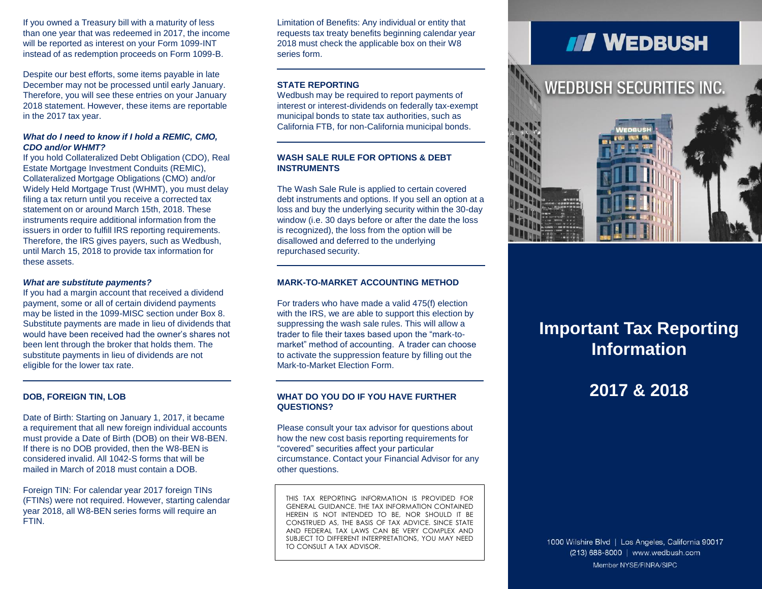If you owned a Treasury bill with a maturity of less than one year that was redeemed in 2017, the income will be reported as interest on your Form 1099-INT instead of as redemption proceeds on Form 1099-B.

Despite our best efforts, some items payable in late December may not be processed until early January. Therefore, you will see these entries on your January 2018 statement. However, these items are reportable in the 2017 tax year.

***What do I need to know if I hold a REMIC, CMO, CDO and/or WHMT?***

If you hold Collateralized Debt Obligation (CDO), Real Estate Mortgage Investment Conduits (REMIC), Collateralized Mortgage Obligations (CMO) and/or Widely Held Mortgage Trust (WHMT), you must delay filing a tax return until you receive a corrected tax statement on or around March 15th, 2018. These instruments require additional information from the issuers in order to fulfill IRS reporting requirements. Therefore, the IRS gives payers, such as Wedbush, until March 15, 2018 to provide tax information for these assets.

***What are substitute payments?***

If you had a margin account that received a dividend payment, some or all of certain dividend payments may be listed in the 1099-MISC section under Box 8. Substitute payments are made in lieu of dividends that would have been received had the owner's shares not been lent through the broker that holds them. The substitute payments in lieu of dividends are not eligible for the lower tax rate.

## DOB, FOREIGN TIN, LOB

Date of Birth: Starting on January 1, 2017, it became a requirement that all new foreign individual accounts must provide a Date of Birth (DOB) on their W8-BEN. If there is no DOB provided, then the W8-BEN is considered invalid. All 1042-S forms that will be mailed in March of 2018 must contain a DOB.

Foreign TIN: For calendar year 2017 foreign TINs (FTINs) were not required. However, starting calendar year 2018, all W8-BEN series forms will require an FTIN.

Limitation of Benefits: Any individual or entity that requests tax treaty benefits beginning calendar year 2018 must check the applicable box on their W8 series form.

## STATE REPORTING

Wedbush may be required to report payments of interest or interest-dividends on federally tax-exempt municipal bonds to state tax authorities, such as California FTB, for non-California municipal bonds.

## WASH SALE RULE FOR OPTIONS & DEBT INSTRUMENTS

The Wash Sale Rule is applied to certain covered debt instruments and options. If you sell an option at a loss and buy the underlying security within the 30-day window (i.e. 30 days before or after the date the loss is recognized), the loss from the option will be disallowed and deferred to the underlying repurchased security.

## MARK-TO-MARKET ACCOUNTING METHOD

For traders who have made a valid 475(f) election with the IRS, we are able to support this election by suppressing the wash sale rules. This will allow a trader to file their taxes based upon the "mark-to-market" method of accounting. A trader can choose to activate the suppression feature by filling out the Mark-to-Market Election Form.

## WHAT DO YOU DO IF YOU HAVE FURTHER QUESTIONS?

Please consult your tax advisor for questions about how the new cost basis reporting requirements for "covered" securities affect your particular circumstance. Contact your Financial Advisor for any other questions.

THIS TAX REPORTING INFORMATION IS PROVIDED FOR GENERAL GUIDANCE. THE TAX INFORMATION CONTAINED HEREIN IS NOT INTENDED TO BE, NOR SHOULD IT BE CONSTRUED AS, THE BASIS OF TAX ADVICE. SINCE STATE AND FEDERAL TAX LAWS CAN BE VERY COMPLEX AND SUBJECT TO DIFFERENT INTERPRETATIONS, YOU MAY NEED TO CONSULT A TAX ADVISOR.

WEDBUSH

WEDBUSH SECURITIES INC.

# Important Tax Reporting Information

# 2017 & 2018

1000 Wilshire Blvd | Los Angeles, California 90017
(213) 688-8000 | www.wedbush.com
Member NYSE/FINRA/SIPC